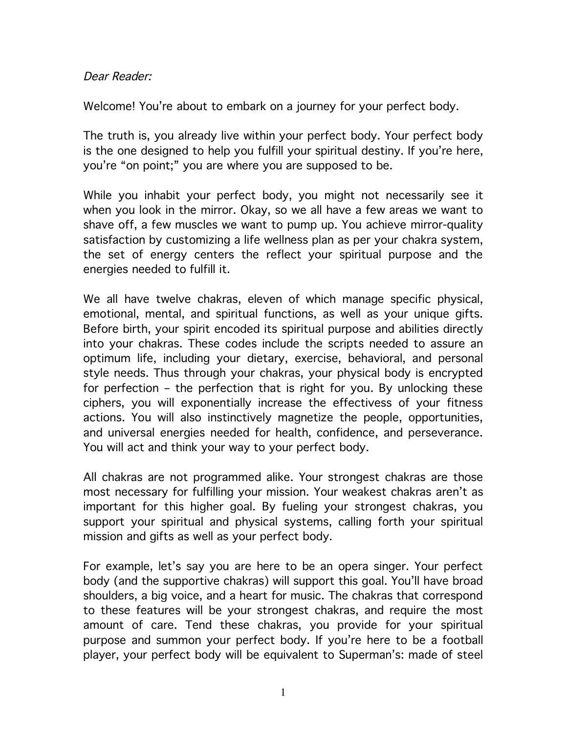*Dear Reader:*

Welcome! You're about to embark on a journey for your perfect body.

The truth is, you already live within your perfect body. Your perfect body is the one designed to help you fulfill your spiritual destiny. If you're here, you're "on point;" you are where you are supposed to be.

While you inhabit your perfect body, you might not necessarily see it when you look in the mirror. Okay, so we all have a few areas we want to shave off, a few muscles we want to pump up. You achieve mirror-quality satisfaction by customizing a life wellness plan as per your chakra system, the set of energy centers the reflect your spiritual purpose and the energies needed to fulfill it.

We all have twelve chakras, eleven of which manage specific physical, emotional, mental, and spiritual functions, as well as your unique gifts. Before birth, your spirit encoded its spiritual purpose and abilities directly into your chakras. These codes include the scripts needed to assure an optimum life, including your dietary, exercise, behavioral, and personal style needs. Thus through your chakras, your physical body is encrypted for perfection – the perfection that is right for you. By unlocking these ciphers, you will exponentially increase the effectivess of your fitness actions. You will also instinctively magnetize the people, opportunities, and universal energies needed for health, confidence, and perseverance. You will act and think your way to your perfect body.

All chakras are not programmed alike. Your strongest chakras are those most necessary for fulfilling your mission. Your weakest chakras aren't as important for this higher goal. By fueling your strongest chakras, you support your spiritual and physical systems, calling forth your spiritual mission and gifts as well as your perfect body.

For example, let's say you are here to be an opera singer. Your perfect body (and the supportive chakras) will support this goal. You'll have broad shoulders, a big voice, and a heart for music. The chakras that correspond to these features will be your strongest chakras, and require the most amount of care. Tend these chakras, you provide for your spiritual purpose and summon your perfect body. If you're here to be a football player, your perfect body will be equivalent to Superman's: made of steel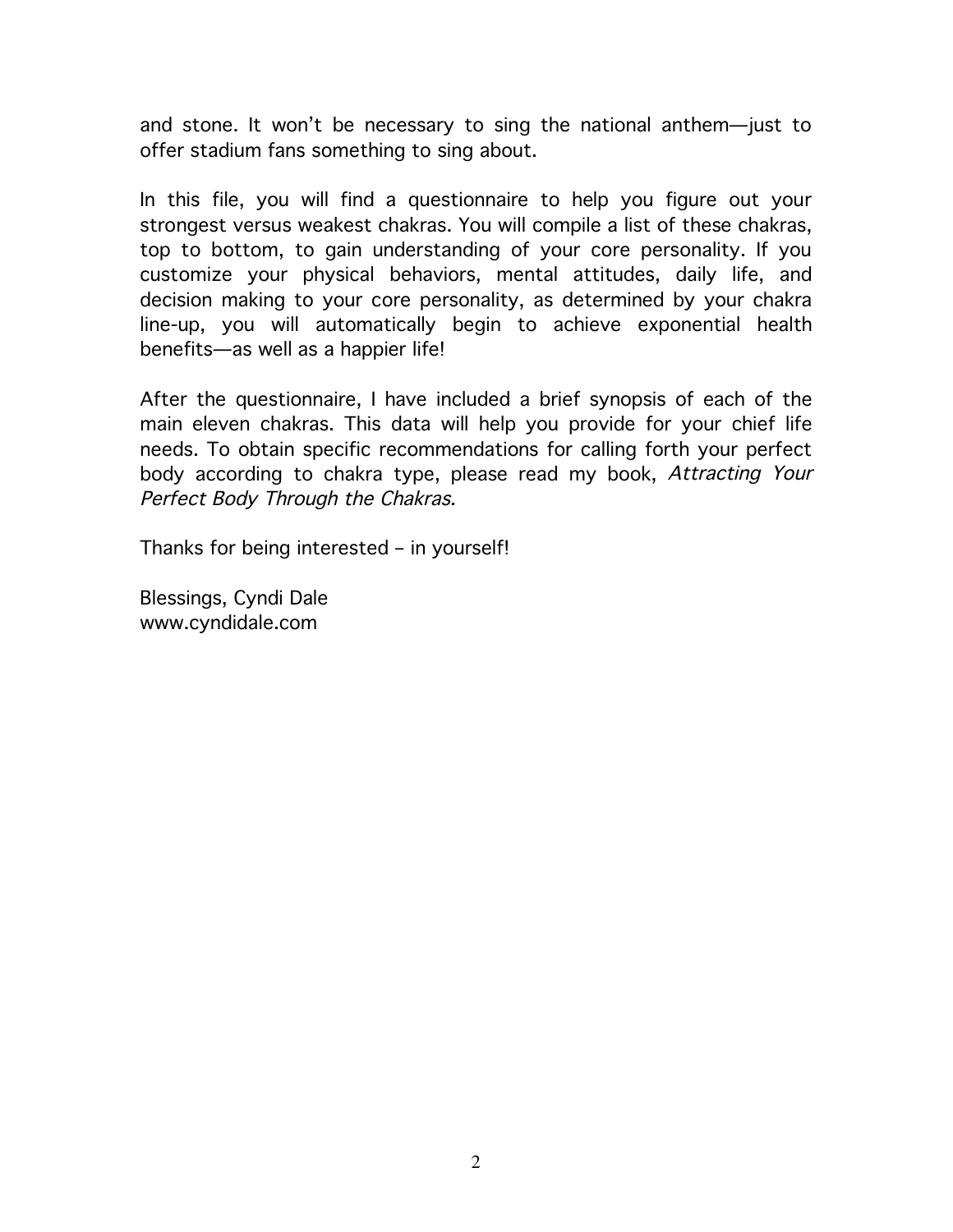and stone. It won't be necessary to sing the national anthem—just to offer stadium fans something to sing about.

In this file, you will find a questionnaire to help you figure out your strongest versus weakest chakras. You will compile a list of these chakras, top to bottom, to gain understanding of your core personality. If you customize your physical behaviors, mental attitudes, daily life, and decision making to your core personality, as determined by your chakra line-up, you will automatically begin to achieve exponential health benefits—as well as a happier life!

After the questionnaire, I have included a brief synopsis of each of the main eleven chakras. This data will help you provide for your chief life needs. To obtain specific recommendations for calling forth your perfect body according to chakra type, please read my book, *Attracting Your Perfect Body Through the Chakras.*

Thanks for being interested – in yourself!

Blessings, Cyndi Dale
www.cyndidale.com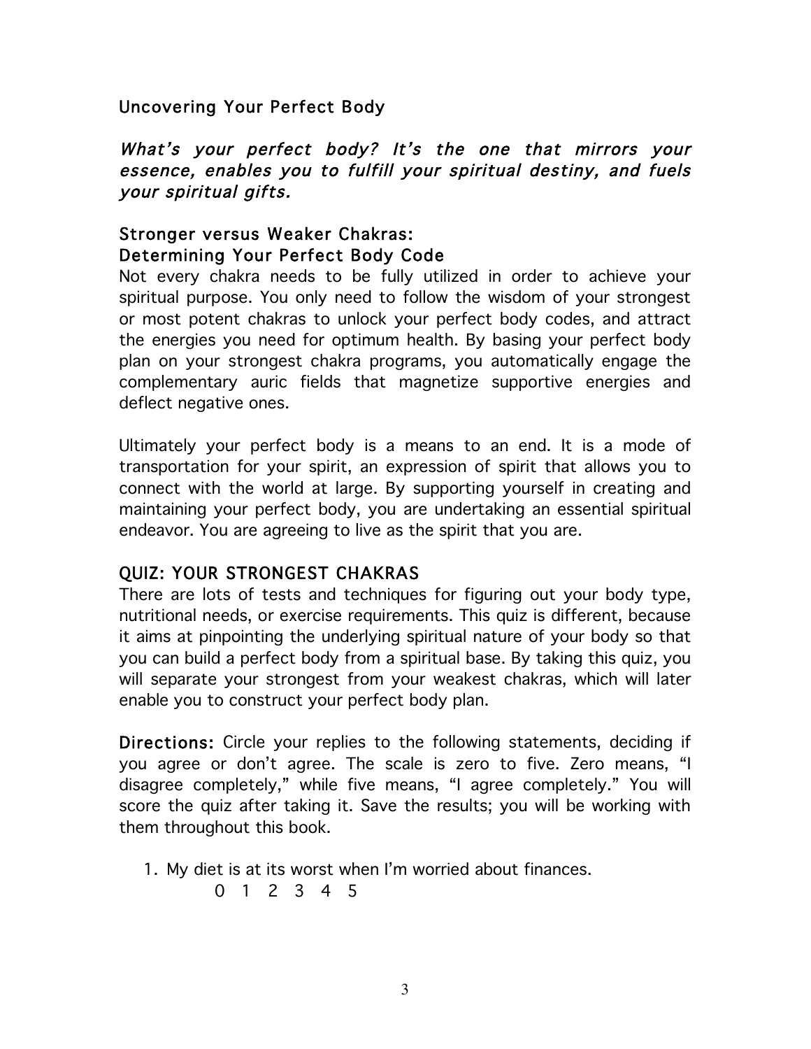## Uncovering Your Perfect Body

*What's your perfect body? It's the one that mirrors your essence, enables you to fulfill your spiritual destiny, and fuels your spiritual gifts.*

### Stronger versus Weaker Chakras: Determining Your Perfect Body Code

Not every chakra needs to be fully utilized in order to achieve your spiritual purpose. You only need to follow the wisdom of your strongest or most potent chakras to unlock your perfect body codes, and attract the energies you need for optimum health. By basing your perfect body plan on your strongest chakra programs, you automatically engage the complementary auric fields that magnetize supportive energies and deflect negative ones.

Ultimately your perfect body is a means to an end. It is a mode of transportation for your spirit, an expression of spirit that allows you to connect with the world at large. By supporting yourself in creating and maintaining your perfect body, you are undertaking an essential spiritual endeavor. You are agreeing to live as the spirit that you are.

### QUIZ: YOUR STRONGEST CHAKRAS

There are lots of tests and techniques for figuring out your body type, nutritional needs, or exercise requirements. This quiz is different, because it aims at pinpointing the underlying spiritual nature of your body so that you can build a perfect body from a spiritual base. By taking this quiz, you will separate your strongest from your weakest chakras, which will later enable you to construct your perfect body plan.

**Directions:** Circle your replies to the following statements, deciding if you agree or don't agree. The scale is zero to five. Zero means, "I disagree completely," while five means, "I agree completely." You will score the quiz after taking it. Save the results; you will be working with them throughout this book.

1. My diet is at its worst when I'm worried about finances.

   0 1 2 3 4 5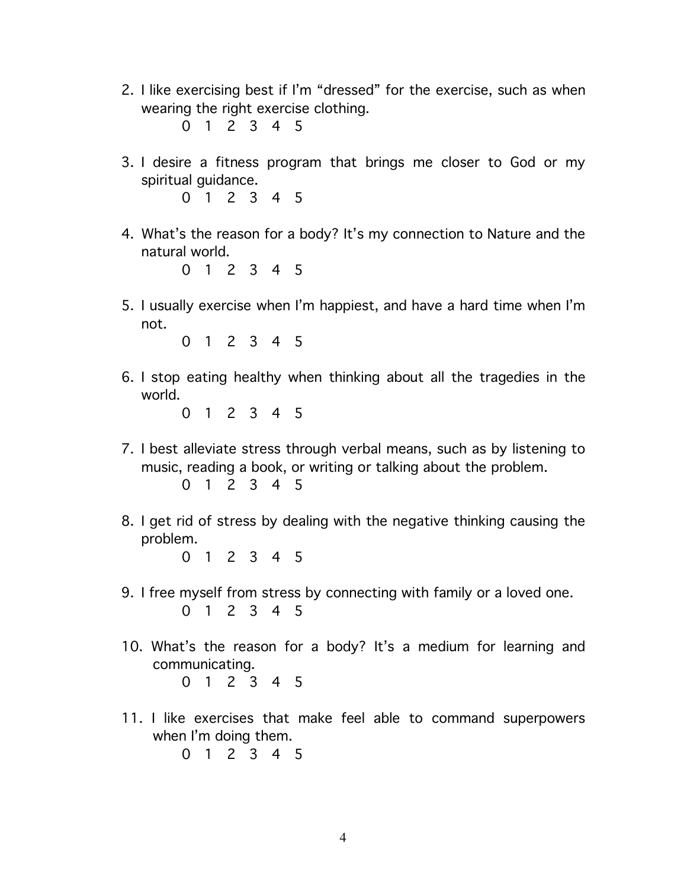2. I like exercising best if I'm "dressed" for the exercise, such as when wearing the right exercise clothing.

   0 1 2 3 4 5

3. I desire a fitness program that brings me closer to God or my spiritual guidance.

   0 1 2 3 4 5

4. What's the reason for a body? It's my connection to Nature and the natural world.

   0 1 2 3 4 5

5. I usually exercise when I'm happiest, and have a hard time when I'm not.

   0 1 2 3 4 5

6. I stop eating healthy when thinking about all the tragedies in the world.

   0 1 2 3 4 5

7. I best alleviate stress through verbal means, such as by listening to music, reading a book, or writing or talking about the problem.

   0 1 2 3 4 5

8. I get rid of stress by dealing with the negative thinking causing the problem.

   0 1 2 3 4 5

9. I free myself from stress by connecting with family or a loved one.

   0 1 2 3 4 5

10. What's the reason for a body? It's a medium for learning and communicating.

    0 1 2 3 4 5

11. I like exercises that make feel able to command superpowers when I'm doing them.

    0 1 2 3 4 5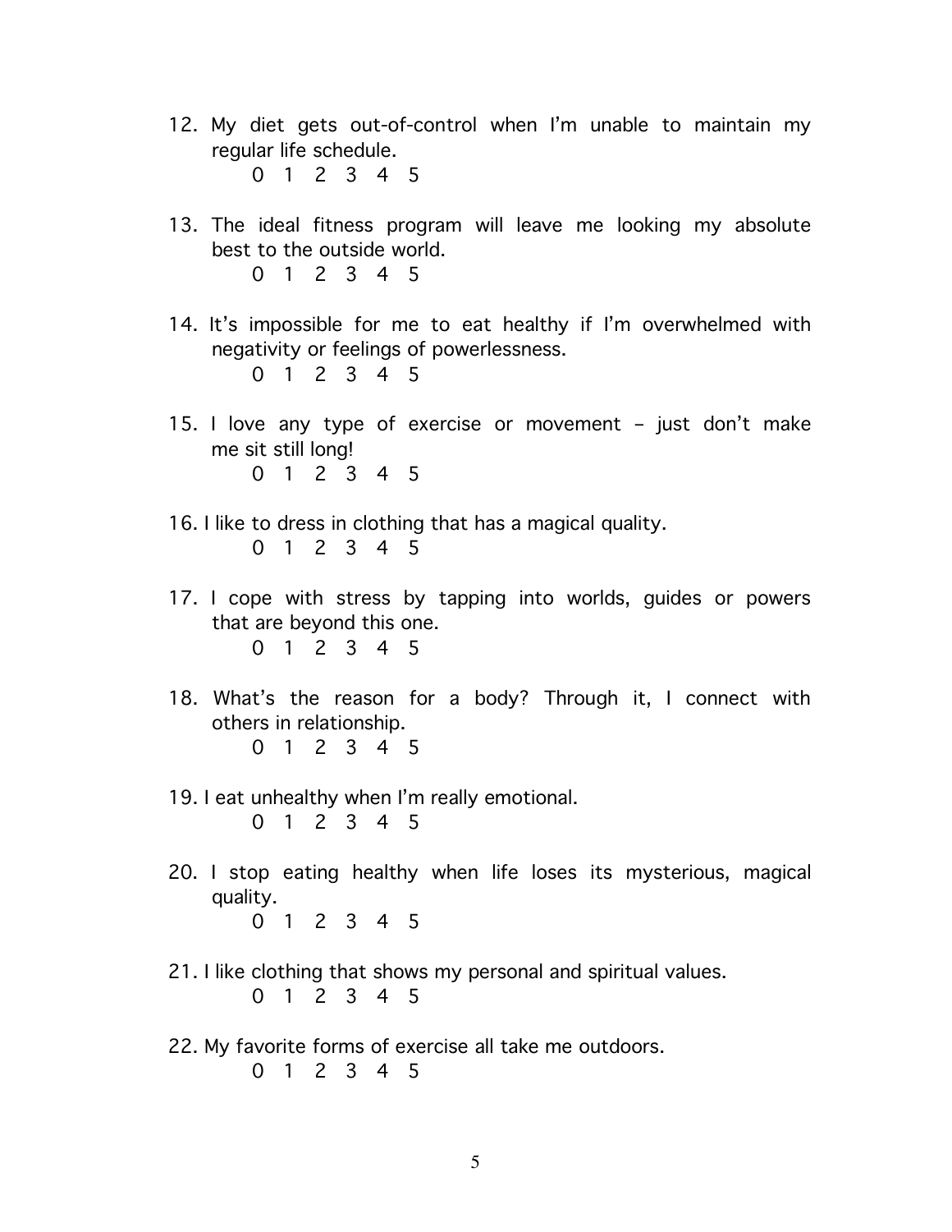12. My diet gets out-of-control when I'm unable to maintain my regular life schedule.

    0 1 2 3 4 5

13. The ideal fitness program will leave me looking my absolute best to the outside world.

    0 1 2 3 4 5

14. It's impossible for me to eat healthy if I'm overwhelmed with negativity or feelings of powerlessness.

    0 1 2 3 4 5

15. I love any type of exercise or movement – just don't make me sit still long!

    0 1 2 3 4 5

16. I like to dress in clothing that has a magical quality.

    0 1 2 3 4 5

17. I cope with stress by tapping into worlds, guides or powers that are beyond this one.

    0 1 2 3 4 5

18. What's the reason for a body? Through it, I connect with others in relationship.

    0 1 2 3 4 5

19. I eat unhealthy when I'm really emotional.

    0 1 2 3 4 5

20. I stop eating healthy when life loses its mysterious, magical quality.

    0 1 2 3 4 5

21. I like clothing that shows my personal and spiritual values.

    0 1 2 3 4 5

22. My favorite forms of exercise all take me outdoors.

    0 1 2 3 4 5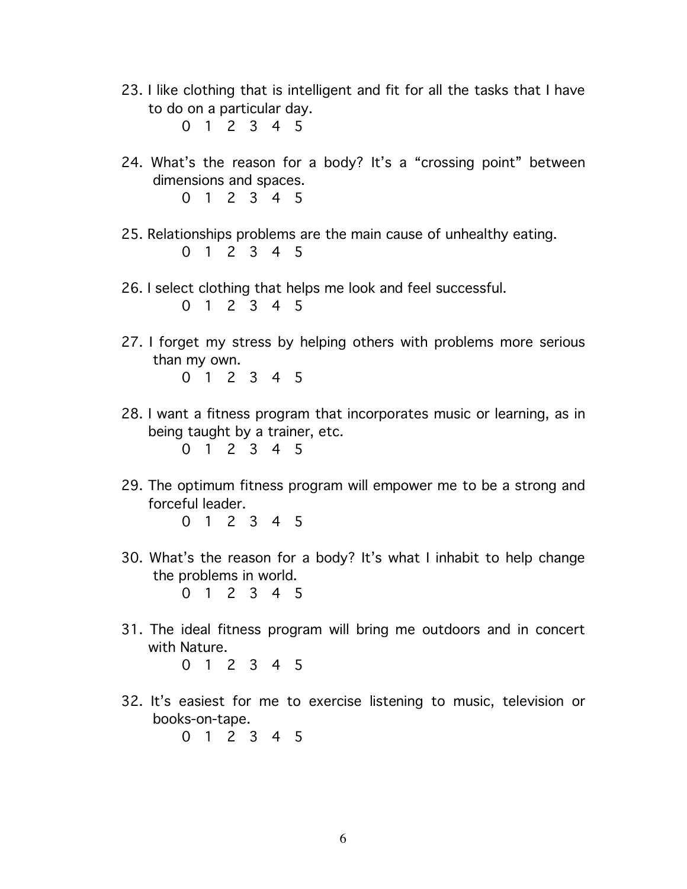23. I like clothing that is intelligent and fit for all the tasks that I have to do on a particular day.

    0 1 2 3 4 5

24. What's the reason for a body? It's a "crossing point" between dimensions and spaces.

    0 1 2 3 4 5

25. Relationships problems are the main cause of unhealthy eating.

    0 1 2 3 4 5

26. I select clothing that helps me look and feel successful.

    0 1 2 3 4 5

27. I forget my stress by helping others with problems more serious than my own.

    0 1 2 3 4 5

28. I want a fitness program that incorporates music or learning, as in being taught by a trainer, etc.

    0 1 2 3 4 5

29. The optimum fitness program will empower me to be a strong and forceful leader.

    0 1 2 3 4 5

30. What's the reason for a body? It's what I inhabit to help change the problems in world.

    0 1 2 3 4 5

31. The ideal fitness program will bring me outdoors and in concert with Nature.

    0 1 2 3 4 5

32. It's easiest for me to exercise listening to music, television or books-on-tape.

    0 1 2 3 4 5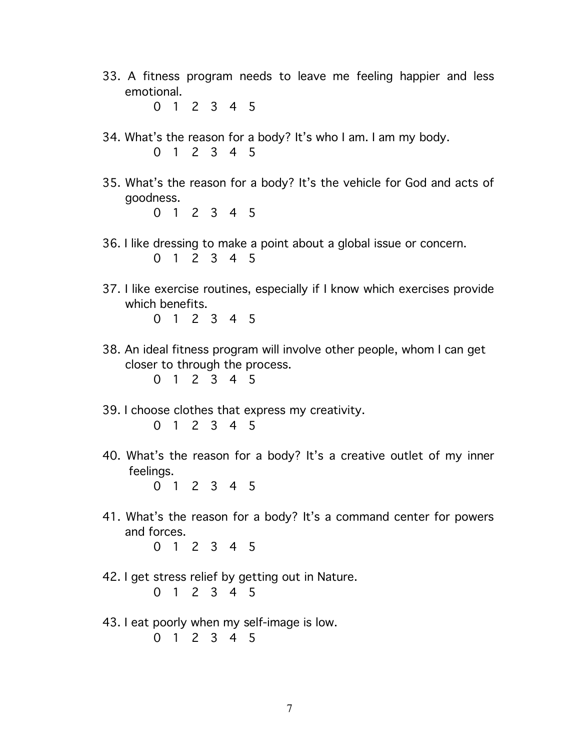33. A fitness program needs to leave me feeling happier and less emotional.

    0 1 2 3 4 5

34. What's the reason for a body? It's who I am. I am my body.

    0 1 2 3 4 5

35. What's the reason for a body? It's the vehicle for God and acts of goodness.

    0 1 2 3 4 5

36. I like dressing to make a point about a global issue or concern.

    0 1 2 3 4 5

37. I like exercise routines, especially if I know which exercises provide which benefits.

    0 1 2 3 4 5

38. An ideal fitness program will involve other people, whom I can get closer to through the process.

    0 1 2 3 4 5

39. I choose clothes that express my creativity.

    0 1 2 3 4 5

40. What's the reason for a body? It's a creative outlet of my inner feelings.

    0 1 2 3 4 5

41. What's the reason for a body? It's a command center for powers and forces.

    0 1 2 3 4 5

42. I get stress relief by getting out in Nature.

    0 1 2 3 4 5

43. I eat poorly when my self-image is low.

    0 1 2 3 4 5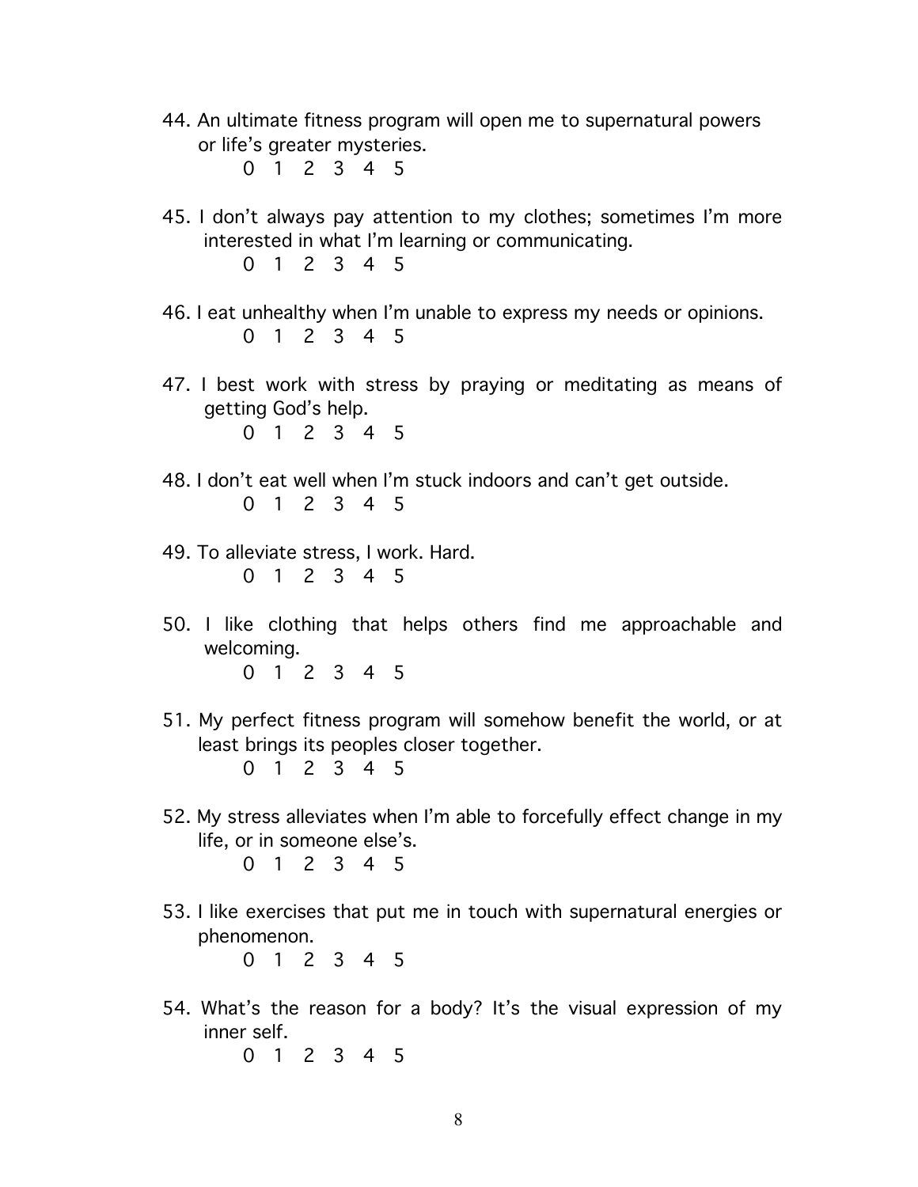44. An ultimate fitness program will open me to supernatural powers or life's greater mysteries.

    0 1 2 3 4 5

45. I don't always pay attention to my clothes; sometimes I'm more interested in what I'm learning or communicating.

    0 1 2 3 4 5

46. I eat unhealthy when I'm unable to express my needs or opinions.

    0 1 2 3 4 5

47. I best work with stress by praying or meditating as means of getting God's help.

    0 1 2 3 4 5

48. I don't eat well when I'm stuck indoors and can't get outside.

    0 1 2 3 4 5

49. To alleviate stress, I work. Hard.

    0 1 2 3 4 5

50. I like clothing that helps others find me approachable and welcoming.

    0 1 2 3 4 5

51. My perfect fitness program will somehow benefit the world, or at least brings its peoples closer together.

    0 1 2 3 4 5

52. My stress alleviates when I'm able to forcefully effect change in my life, or in someone else's.

    0 1 2 3 4 5

53. I like exercises that put me in touch with supernatural energies or phenomenon.

    0 1 2 3 4 5

54. What's the reason for a body? It's the visual expression of my inner self.

    0 1 2 3 4 5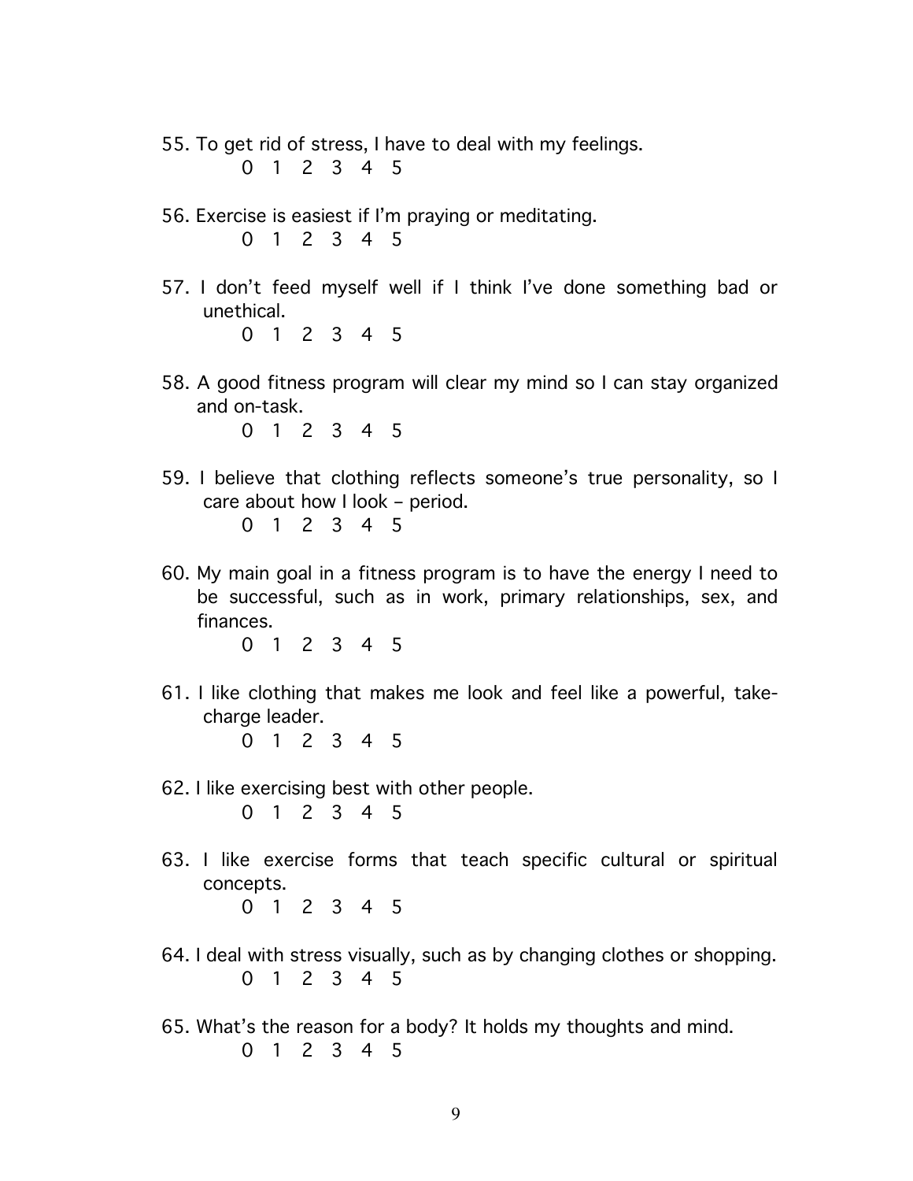55. To get rid of stress, I have to deal with my feelings.
    0 1 2 3 4 5

56. Exercise is easiest if I'm praying or meditating.
    0 1 2 3 4 5

57. I don't feed myself well if I think I've done something bad or unethical.
    0 1 2 3 4 5

58. A good fitness program will clear my mind so I can stay organized and on-task.
    0 1 2 3 4 5

59. I believe that clothing reflects someone's true personality, so I care about how I look – period.
    0 1 2 3 4 5

60. My main goal in a fitness program is to have the energy I need to be successful, such as in work, primary relationships, sex, and finances.
    0 1 2 3 4 5

61. I like clothing that makes me look and feel like a powerful, take-charge leader.
    0 1 2 3 4 5

62. I like exercising best with other people.
    0 1 2 3 4 5

63. I like exercise forms that teach specific cultural or spiritual concepts.
    0 1 2 3 4 5

64. I deal with stress visually, such as by changing clothes or shopping.
    0 1 2 3 4 5

65. What's the reason for a body? It holds my thoughts and mind.
    0 1 2 3 4 5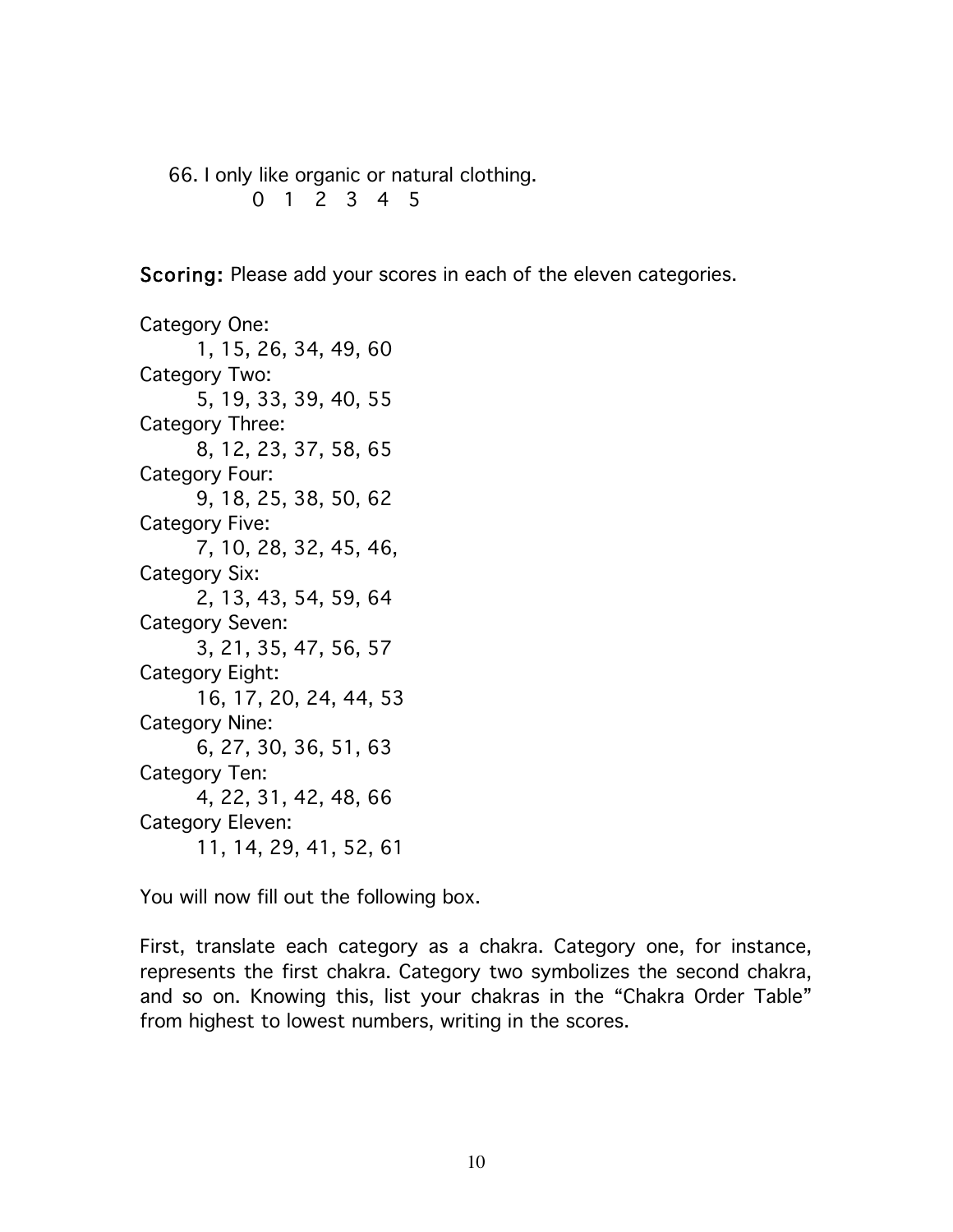66. I only like organic or natural clothing.

    0 1 2 3 4 5

**Scoring:** Please add your scores in each of the eleven categories.

Category One:
    1, 15, 26, 34, 49, 60

Category Two:
    5, 19, 33, 39, 40, 55

Category Three:
    8, 12, 23, 37, 58, 65

Category Four:
    9, 18, 25, 38, 50, 62

Category Five:
    7, 10, 28, 32, 45, 46,

Category Six:
    2, 13, 43, 54, 59, 64

Category Seven:
    3, 21, 35, 47, 56, 57

Category Eight:
    16, 17, 20, 24, 44, 53

Category Nine:
    6, 27, 30, 36, 51, 63

Category Ten:
    4, 22, 31, 42, 48, 66

Category Eleven:
    11, 14, 29, 41, 52, 61

You will now fill out the following box.

First, translate each category as a chakra. Category one, for instance, represents the first chakra. Category two symbolizes the second chakra, and so on. Knowing this, list your chakras in the "Chakra Order Table" from highest to lowest numbers, writing in the scores.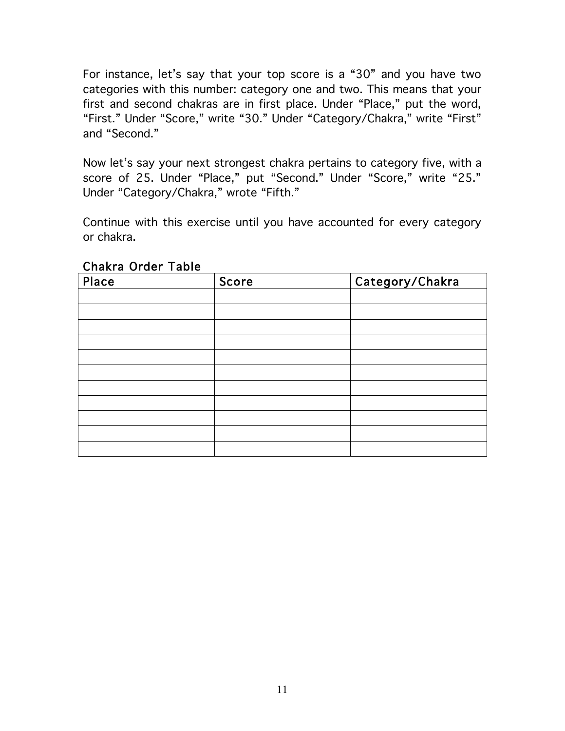For instance, let's say that your top score is a "30" and you have two categories with this number: category one and two. This means that your first and second chakras are in first place. Under "Place," put the word, "First." Under "Score," write "30." Under "Category/Chakra," write "First" and "Second."

Now let's say your next strongest chakra pertains to category five, with a score of 25. Under "Place," put "Second." Under "Score," write "25." Under "Category/Chakra," wrote "Fifth."

Continue with this exercise until you have accounted for every category or chakra.

Chakra Order Table

| Place | Score | Category/Chakra |
|---|---|---|
| | | |
| | | |
| | | |
| | | |
| | | |
| | | |
| | | |
| | | |
| | | |
| | | |
| | | |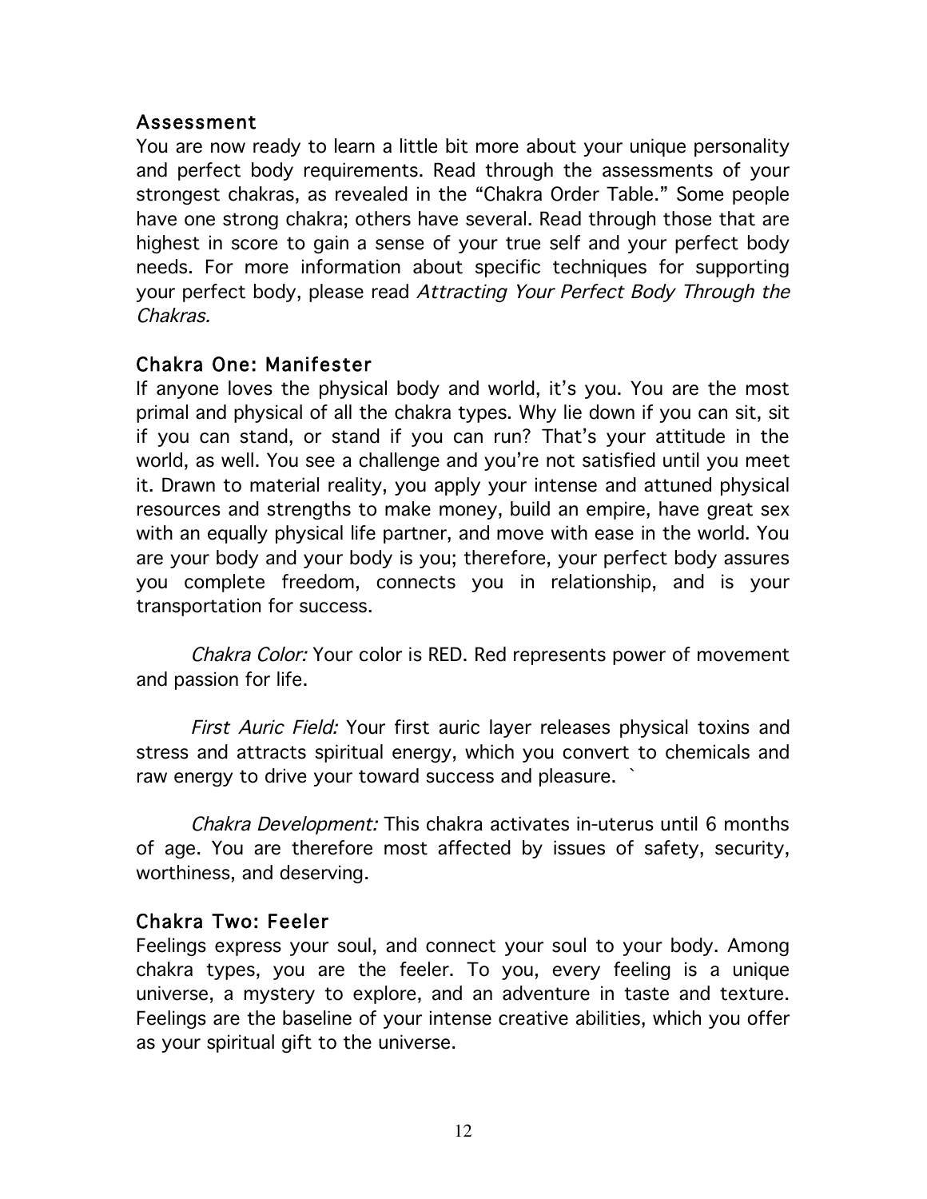## Assessment

You are now ready to learn a little bit more about your unique personality and perfect body requirements. Read through the assessments of your strongest chakras, as revealed in the "Chakra Order Table." Some people have one strong chakra; others have several. Read through those that are highest in score to gain a sense of your true self and your perfect body needs. For more information about specific techniques for supporting your perfect body, please read *Attracting Your Perfect Body Through the Chakras.*

## Chakra One: Manifester

If anyone loves the physical body and world, it's you. You are the most primal and physical of all the chakra types. Why lie down if you can sit, sit if you can stand, or stand if you can run? That's your attitude in the world, as well. You see a challenge and you're not satisfied until you meet it. Drawn to material reality, you apply your intense and attuned physical resources and strengths to make money, build an empire, have great sex with an equally physical life partner, and move with ease in the world. You are your body and your body is you; therefore, your perfect body assures you complete freedom, connects you in relationship, and is your transportation for success.

*Chakra Color:* Your color is RED. Red represents power of movement and passion for life.

*First Auric Field:* Your first auric layer releases physical toxins and stress and attracts spiritual energy, which you convert to chemicals and raw energy to drive your toward success and pleasure. `

*Chakra Development:* This chakra activates in-uterus until 6 months of age. You are therefore most affected by issues of safety, security, worthiness, and deserving.

## Chakra Two: Feeler

Feelings express your soul, and connect your soul to your body. Among chakra types, you are the feeler. To you, every feeling is a unique universe, a mystery to explore, and an adventure in taste and texture. Feelings are the baseline of your intense creative abilities, which you offer as your spiritual gift to the universe.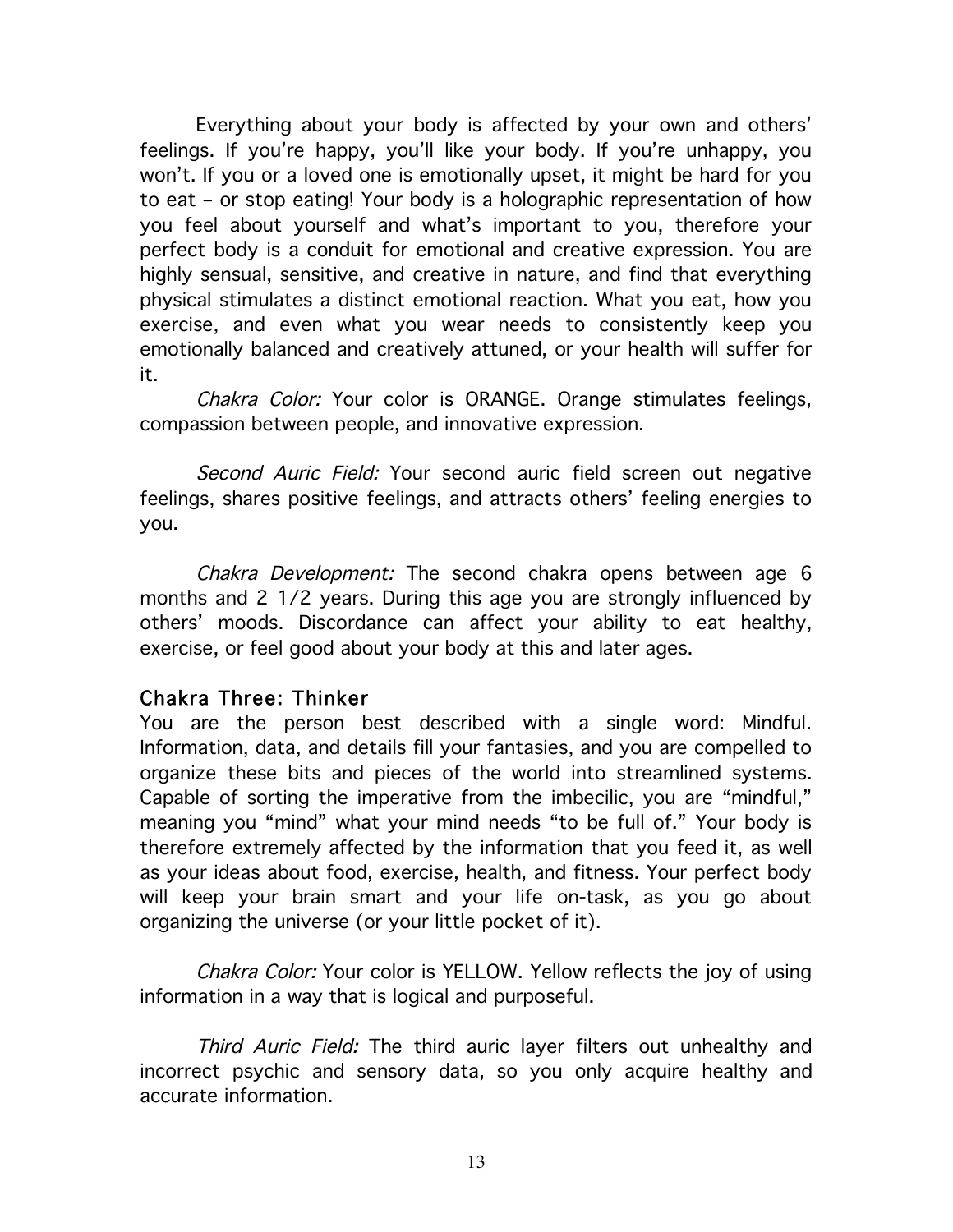Everything about your body is affected by your own and others' feelings. If you're happy, you'll like your body. If you're unhappy, you won't. If you or a loved one is emotionally upset, it might be hard for you to eat – or stop eating! Your body is a holographic representation of how you feel about yourself and what's important to you, therefore your perfect body is a conduit for emotional and creative expression. You are highly sensual, sensitive, and creative in nature, and find that everything physical stimulates a distinct emotional reaction. What you eat, how you exercise, and even what you wear needs to consistently keep you emotionally balanced and creatively attuned, or your health will suffer for it.

*Chakra Color:* Your color is ORANGE. Orange stimulates feelings, compassion between people, and innovative expression.

*Second Auric Field:* Your second auric field screen out negative feelings, shares positive feelings, and attracts others' feeling energies to you.

*Chakra Development:* The second chakra opens between age 6 months and 2 1/2 years. During this age you are strongly influenced by others' moods. Discordance can affect your ability to eat healthy, exercise, or feel good about your body at this and later ages.

### Chakra Three: Thinker

You are the person best described with a single word: Mindful. Information, data, and details fill your fantasies, and you are compelled to organize these bits and pieces of the world into streamlined systems. Capable of sorting the imperative from the imbecilic, you are "mindful," meaning you "mind" what your mind needs "to be full of." Your body is therefore extremely affected by the information that you feed it, as well as your ideas about food, exercise, health, and fitness. Your perfect body will keep your brain smart and your life on-task, as you go about organizing the universe (or your little pocket of it).

*Chakra Color:* Your color is YELLOW. Yellow reflects the joy of using information in a way that is logical and purposeful.

*Third Auric Field:* The third auric layer filters out unhealthy and incorrect psychic and sensory data, so you only acquire healthy and accurate information.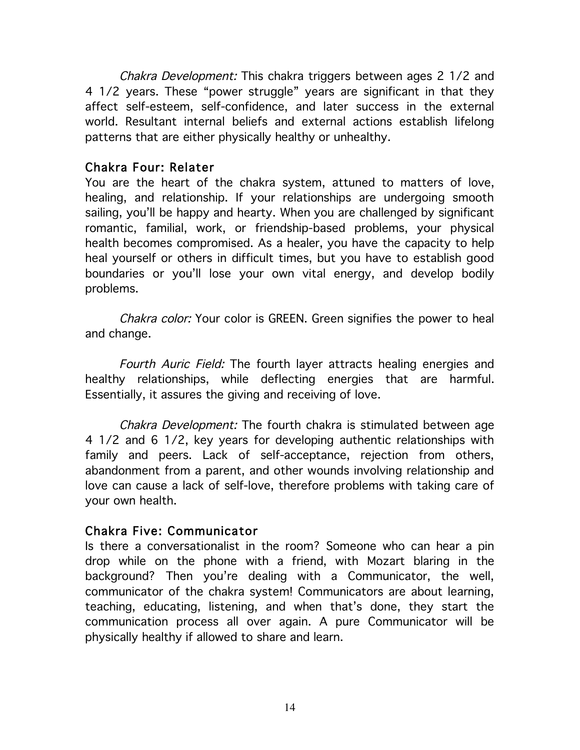*Chakra Development:* This chakra triggers between ages 2 1/2 and 4 1/2 years. These "power struggle" years are significant in that they affect self-esteem, self-confidence, and later success in the external world. Resultant internal beliefs and external actions establish lifelong patterns that are either physically healthy or unhealthy.

### Chakra Four: Relater

You are the heart of the chakra system, attuned to matters of love, healing, and relationship. If your relationships are undergoing smooth sailing, you'll be happy and hearty. When you are challenged by significant romantic, familial, work, or friendship-based problems, your physical health becomes compromised. As a healer, you have the capacity to help heal yourself or others in difficult times, but you have to establish good boundaries or you'll lose your own vital energy, and develop bodily problems.

*Chakra color:* Your color is GREEN. Green signifies the power to heal and change.

*Fourth Auric Field:* The fourth layer attracts healing energies and healthy relationships, while deflecting energies that are harmful. Essentially, it assures the giving and receiving of love.

*Chakra Development:* The fourth chakra is stimulated between age 4 1/2 and 6 1/2, key years for developing authentic relationships with family and peers. Lack of self-acceptance, rejection from others, abandonment from a parent, and other wounds involving relationship and love can cause a lack of self-love, therefore problems with taking care of your own health.

### Chakra Five: Communicator

Is there a conversationalist in the room? Someone who can hear a pin drop while on the phone with a friend, with Mozart blaring in the background? Then you're dealing with a Communicator, the well, communicator of the chakra system! Communicators are about learning, teaching, educating, listening, and when that's done, they start the communication process all over again. A pure Communicator will be physically healthy if allowed to share and learn.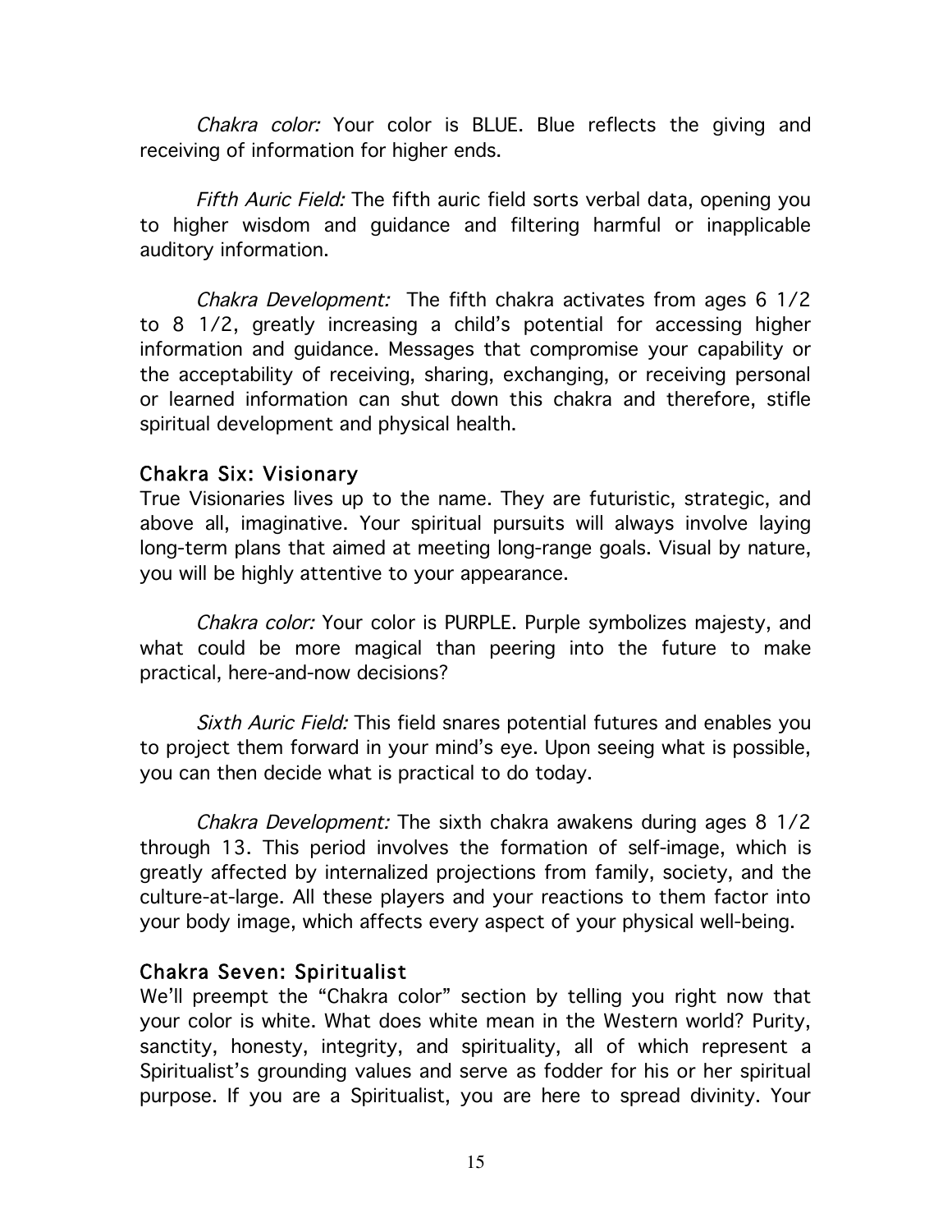*Chakra color:* Your color is BLUE. Blue reflects the giving and receiving of information for higher ends.

*Fifth Auric Field:* The fifth auric field sorts verbal data, opening you to higher wisdom and guidance and filtering harmful or inapplicable auditory information.

*Chakra Development:* The fifth chakra activates from ages 6 1/2 to 8 1/2, greatly increasing a child's potential for accessing higher information and guidance. Messages that compromise your capability or the acceptability of receiving, sharing, exchanging, or receiving personal or learned information can shut down this chakra and therefore, stifle spiritual development and physical health.

### Chakra Six: Visionary

True Visionaries lives up to the name. They are futuristic, strategic, and above all, imaginative. Your spiritual pursuits will always involve laying long-term plans that aimed at meeting long-range goals. Visual by nature, you will be highly attentive to your appearance.

*Chakra color:* Your color is PURPLE. Purple symbolizes majesty, and what could be more magical than peering into the future to make practical, here-and-now decisions?

*Sixth Auric Field:* This field snares potential futures and enables you to project them forward in your mind's eye. Upon seeing what is possible, you can then decide what is practical to do today.

*Chakra Development:* The sixth chakra awakens during ages 8 1/2 through 13. This period involves the formation of self-image, which is greatly affected by internalized projections from family, society, and the culture-at-large. All these players and your reactions to them factor into your body image, which affects every aspect of your physical well-being.

### Chakra Seven: Spiritualist

We'll preempt the "Chakra color" section by telling you right now that your color is white. What does white mean in the Western world? Purity, sanctity, honesty, integrity, and spirituality, all of which represent a Spiritualist's grounding values and serve as fodder for his or her spiritual purpose. If you are a Spiritualist, you are here to spread divinity. Your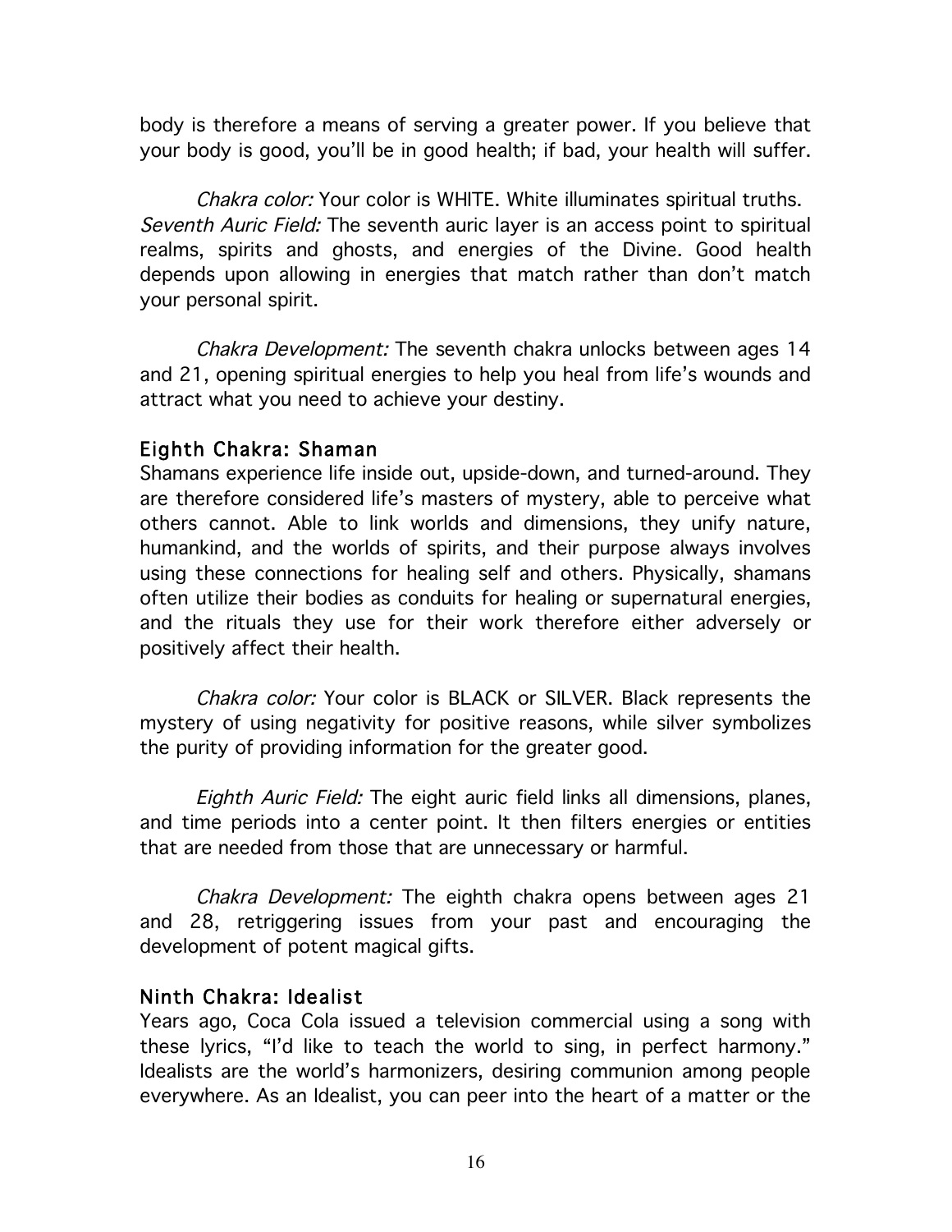body is therefore a means of serving a greater power. If you believe that your body is good, you'll be in good health; if bad, your health will suffer.

*Chakra color:* Your color is WHITE. White illuminates spiritual truths.
*Seventh Auric Field:* The seventh auric layer is an access point to spiritual realms, spirits and ghosts, and energies of the Divine. Good health depends upon allowing in energies that match rather than don't match your personal spirit.

*Chakra Development:* The seventh chakra unlocks between ages 14 and 21, opening spiritual energies to help you heal from life's wounds and attract what you need to achieve your destiny.

### Eighth Chakra: Shaman

Shamans experience life inside out, upside-down, and turned-around. They are therefore considered life's masters of mystery, able to perceive what others cannot. Able to link worlds and dimensions, they unify nature, humankind, and the worlds of spirits, and their purpose always involves using these connections for healing self and others. Physically, shamans often utilize their bodies as conduits for healing or supernatural energies, and the rituals they use for their work therefore either adversely or positively affect their health.

*Chakra color:* Your color is BLACK or SILVER. Black represents the mystery of using negativity for positive reasons, while silver symbolizes the purity of providing information for the greater good.

*Eighth Auric Field:* The eight auric field links all dimensions, planes, and time periods into a center point. It then filters energies or entities that are needed from those that are unnecessary or harmful.

*Chakra Development:* The eighth chakra opens between ages 21 and 28, retriggering issues from your past and encouraging the development of potent magical gifts.

### Ninth Chakra: Idealist

Years ago, Coca Cola issued a television commercial using a song with these lyrics, "I'd like to teach the world to sing, in perfect harmony." Idealists are the world's harmonizers, desiring communion among people everywhere. As an Idealist, you can peer into the heart of a matter or the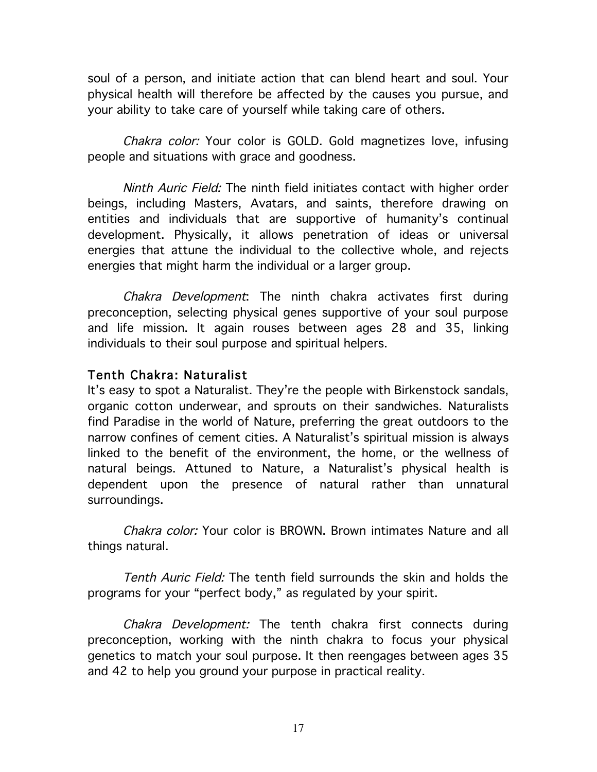soul of a person, and initiate action that can blend heart and soul. Your physical health will therefore be affected by the causes you pursue, and your ability to take care of yourself while taking care of others.

*Chakra color:* Your color is GOLD. Gold magnetizes love, infusing people and situations with grace and goodness.

*Ninth Auric Field:* The ninth field initiates contact with higher order beings, including Masters, Avatars, and saints, therefore drawing on entities and individuals that are supportive of humanity's continual development. Physically, it allows penetration of ideas or universal energies that attune the individual to the collective whole, and rejects energies that might harm the individual or a larger group.

*Chakra Development*: The ninth chakra activates first during preconception, selecting physical genes supportive of your soul purpose and life mission. It again rouses between ages 28 and 35, linking individuals to their soul purpose and spiritual helpers.

### Tenth Chakra: Naturalist

It's easy to spot a Naturalist. They're the people with Birkenstock sandals, organic cotton underwear, and sprouts on their sandwiches. Naturalists find Paradise in the world of Nature, preferring the great outdoors to the narrow confines of cement cities. A Naturalist's spiritual mission is always linked to the benefit of the environment, the home, or the wellness of natural beings. Attuned to Nature, a Naturalist's physical health is dependent upon the presence of natural rather than unnatural surroundings.

*Chakra color:* Your color is BROWN. Brown intimates Nature and all things natural.

*Tenth Auric Field:* The tenth field surrounds the skin and holds the programs for your "perfect body," as regulated by your spirit.

*Chakra Development:* The tenth chakra first connects during preconception, working with the ninth chakra to focus your physical genetics to match your soul purpose. It then reengages between ages 35 and 42 to help you ground your purpose in practical reality.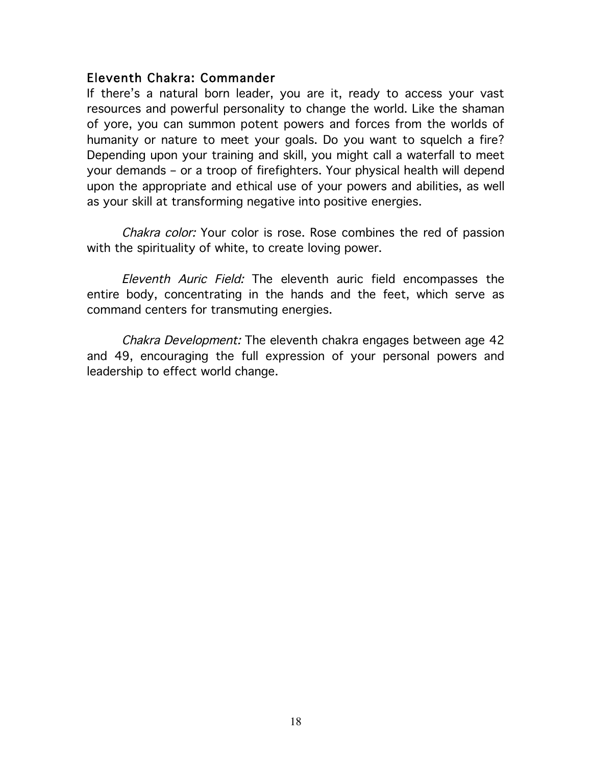### Eleventh Chakra: Commander

If there's a natural born leader, you are it, ready to access your vast resources and powerful personality to change the world. Like the shaman of yore, you can summon potent powers and forces from the worlds of humanity or nature to meet your goals. Do you want to squelch a fire? Depending upon your training and skill, you might call a waterfall to meet your demands – or a troop of firefighters. Your physical health will depend upon the appropriate and ethical use of your powers and abilities, as well as your skill at transforming negative into positive energies.

*Chakra color:* Your color is rose. Rose combines the red of passion with the spirituality of white, to create loving power.

*Eleventh Auric Field:* The eleventh auric field encompasses the entire body, concentrating in the hands and the feet, which serve as command centers for transmuting energies.

*Chakra Development:* The eleventh chakra engages between age 42 and 49, encouraging the full expression of your personal powers and leadership to effect world change.